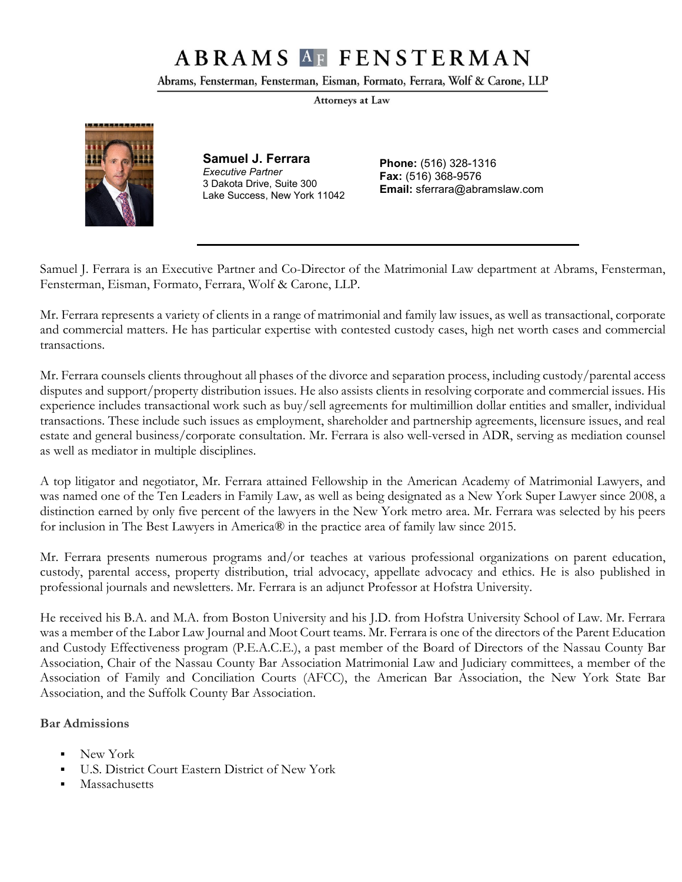# ABRAMS FENSTERMAN

Abrams, Fensterman, Fensterman, Eisman, Formato, Ferrara, Wolf & Carone, LLP

Attorneys at Law

**Samuel J. Ferrara**
*Executive Partner*
3 Dakota Drive, Suite 300
Lake Success, New York 11042

**Phone:** (516) 328-1316
**Fax:** (516) 368-9576
**Email:** sferrara@abramslaw.com

---

Samuel J. Ferrara is an Executive Partner and Co-Director of the Matrimonial Law department at Abrams, Fensterman, Fensterman, Eisman, Formato, Ferrara, Wolf & Carone, LLP.

Mr. Ferrara represents a variety of clients in a range of matrimonial and family law issues, as well as transactional, corporate and commercial matters. He has particular expertise with contested custody cases, high net worth cases and commercial transactions.

Mr. Ferrara counsels clients throughout all phases of the divorce and separation process, including custody/parental access disputes and support/property distribution issues. He also assists clients in resolving corporate and commercial issues. His experience includes transactional work such as buy/sell agreements for multimillion dollar entities and smaller, individual transactions. These include such issues as employment, shareholder and partnership agreements, licensure issues, and real estate and general business/corporate consultation. Mr. Ferrara is also well-versed in ADR, serving as mediation counsel as well as mediator in multiple disciplines.

A top litigator and negotiator, Mr. Ferrara attained Fellowship in the American Academy of Matrimonial Lawyers, and was named one of the Ten Leaders in Family Law, as well as being designated as a New York Super Lawyer since 2008, a distinction earned by only five percent of the lawyers in the New York metro area. Mr. Ferrara was selected by his peers for inclusion in The Best Lawyers in America® in the practice area of family law since 2015.

Mr. Ferrara presents numerous programs and/or teaches at various professional organizations on parent education, custody, parental access, property distribution, trial advocacy, appellate advocacy and ethics. He is also published in professional journals and newsletters. Mr. Ferrara is an adjunct Professor at Hofstra University.

He received his B.A. and M.A. from Boston University and his J.D. from Hofstra University School of Law. Mr. Ferrara was a member of the Labor Law Journal and Moot Court teams. Mr. Ferrara is one of the directors of the Parent Education and Custody Effectiveness program (P.E.A.C.E.), a past member of the Board of Directors of the Nassau County Bar Association, Chair of the Nassau County Bar Association Matrimonial Law and Judiciary committees, a member of the Association of Family and Conciliation Courts (AFCC), the American Bar Association, the New York State Bar Association, and the Suffolk County Bar Association.

**Bar Admissions**

- New York
- U.S. District Court Eastern District of New York
- Massachusetts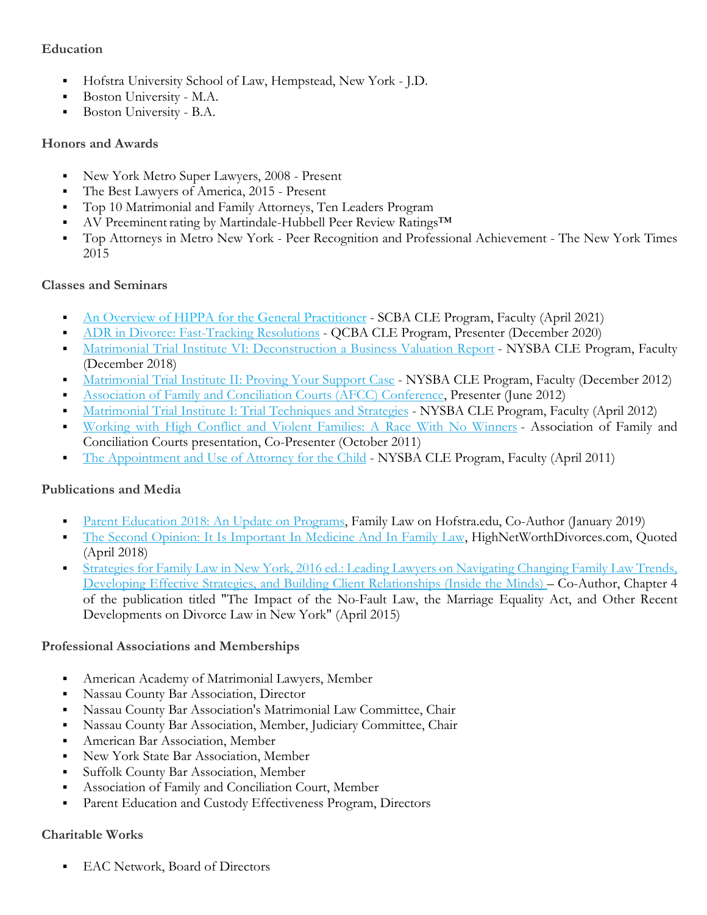### Education

- Hofstra University School of Law, Hempstead, New York - J.D.
- Boston University - M.A.
- Boston University - B.A.

### Honors and Awards

- New York Metro Super Lawyers, 2008 - Present
- The Best Lawyers of America, 2015 - Present
- Top 10 Matrimonial and Family Attorneys, Ten Leaders Program
- AV Preeminent rating by Martindale-Hubbell Peer Review Ratings™
- Top Attorneys in Metro New York - Peer Recognition and Professional Achievement - The New York Times 2015

### Classes and Seminars

- An Overview of HIPPA for the General Practitioner - SCBA CLE Program, Faculty (April 2021)
- ADR in Divorce: Fast-Tracking Resolutions - QCBA CLE Program, Presenter (December 2020)
- Matrimonial Trial Institute VI: Deconstruction a Business Valuation Report - NYSBA CLE Program, Faculty (December 2018)
- Matrimonial Trial Institute II: Proving Your Support Case - NYSBA CLE Program, Faculty (December 2012)
- Association of Family and Conciliation Courts (AFCC) Conference, Presenter (June 2012)
- Matrimonial Trial Institute I: Trial Techniques and Strategies - NYSBA CLE Program, Faculty (April 2012)
- Working with High Conflict and Violent Families: A Race With No Winners - Association of Family and Conciliation Courts presentation, Co-Presenter (October 2011)
- The Appointment and Use of Attorney for the Child - NYSBA CLE Program, Faculty (April 2011)

### Publications and Media

- Parent Education 2018: An Update on Programs, Family Law on Hofstra.edu, Co-Author (January 2019)
- The Second Opinion: It Is Important In Medicine And In Family Law, HighNetWorthDivorces.com, Quoted (April 2018)
- Strategies for Family Law in New York, 2016 ed.: Leading Lawyers on Navigating Changing Family Law Trends, Developing Effective Strategies, and Building Client Relationships (Inside the Minds) – Co-Author, Chapter 4 of the publication titled "The Impact of the No-Fault Law, the Marriage Equality Act, and Other Recent Developments on Divorce Law in New York" (April 2015)

### Professional Associations and Memberships

- American Academy of Matrimonial Lawyers, Member
- Nassau County Bar Association, Director
- Nassau County Bar Association's Matrimonial Law Committee, Chair
- Nassau County Bar Association, Member, Judiciary Committee, Chair
- American Bar Association, Member
- New York State Bar Association, Member
- Suffolk County Bar Association, Member
- Association of Family and Conciliation Court, Member
- Parent Education and Custody Effectiveness Program, Directors

### Charitable Works

- EAC Network, Board of Directors